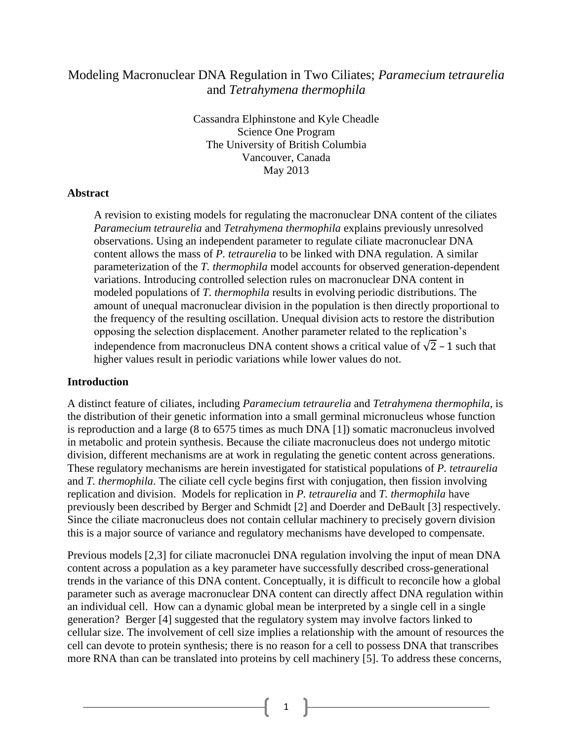# Modeling Macronuclear DNA Regulation in Two Ciliates; *Paramecium tetraurelia* and *Tetrahymena thermophila*

Cassandra Elphinstone and Kyle Cheadle
Science One Program
The University of British Columbia
Vancouver, Canada
May 2013

## Abstract

A revision to existing models for regulating the macronuclear DNA content of the ciliates *Paramecium tetraurelia* and *Tetrahymena thermophila* explains previously unresolved observations. Using an independent parameter to regulate ciliate macronuclear DNA content allows the mass of *P. tetraurelia* to be linked with DNA regulation. A similar parameterization of the *T. thermophila* model accounts for observed generation-dependent variations. Introducing controlled selection rules on macronuclear DNA content in modeled populations of *T. thermophila* results in evolving periodic distributions. The amount of unequal macronuclear division in the population is then directly proportional to the frequency of the resulting oscillation. Unequal division acts to restore the distribution opposing the selection displacement. Another parameter related to the replication's independence from macronucleus DNA content shows a critical value of $\sqrt{2} - 1$ such that higher values result in periodic variations while lower values do not.

## Introduction

A distinct feature of ciliates, including *Paramecium tetraurelia* and *Tetrahymena thermophila*, is the distribution of their genetic information into a small germinal micronucleus whose function is reproduction and a large (8 to 6575 times as much DNA [1]) somatic macronucleus involved in metabolic and protein synthesis. Because the ciliate macronucleus does not undergo mitotic division, different mechanisms are at work in regulating the genetic content across generations. These regulatory mechanisms are herein investigated for statistical populations of *P. tetraurelia* and *T. thermophila*. The ciliate cell cycle begins first with conjugation, then fission involving replication and division. Models for replication in *P. tetraurelia* and *T. thermophila* have previously been described by Berger and Schmidt [2] and Doerder and DeBault [3] respectively. Since the ciliate macronucleus does not contain cellular machinery to precisely govern division this is a major source of variance and regulatory mechanisms have developed to compensate.

Previous models [2,3] for ciliate macronuclei DNA regulation involving the input of mean DNA content across a population as a key parameter have successfully described cross-generational trends in the variance of this DNA content. Conceptually, it is difficult to reconcile how a global parameter such as average macronuclear DNA content can directly affect DNA regulation within an individual cell. How can a dynamic global mean be interpreted by a single cell in a single generation? Berger [4] suggested that the regulatory system may involve factors linked to cellular size. The involvement of cell size implies a relationship with the amount of resources the cell can devote to protein synthesis; there is no reason for a cell to possess DNA that transcribes more RNA than can be translated into proteins by cell machinery [5]. To address these concerns,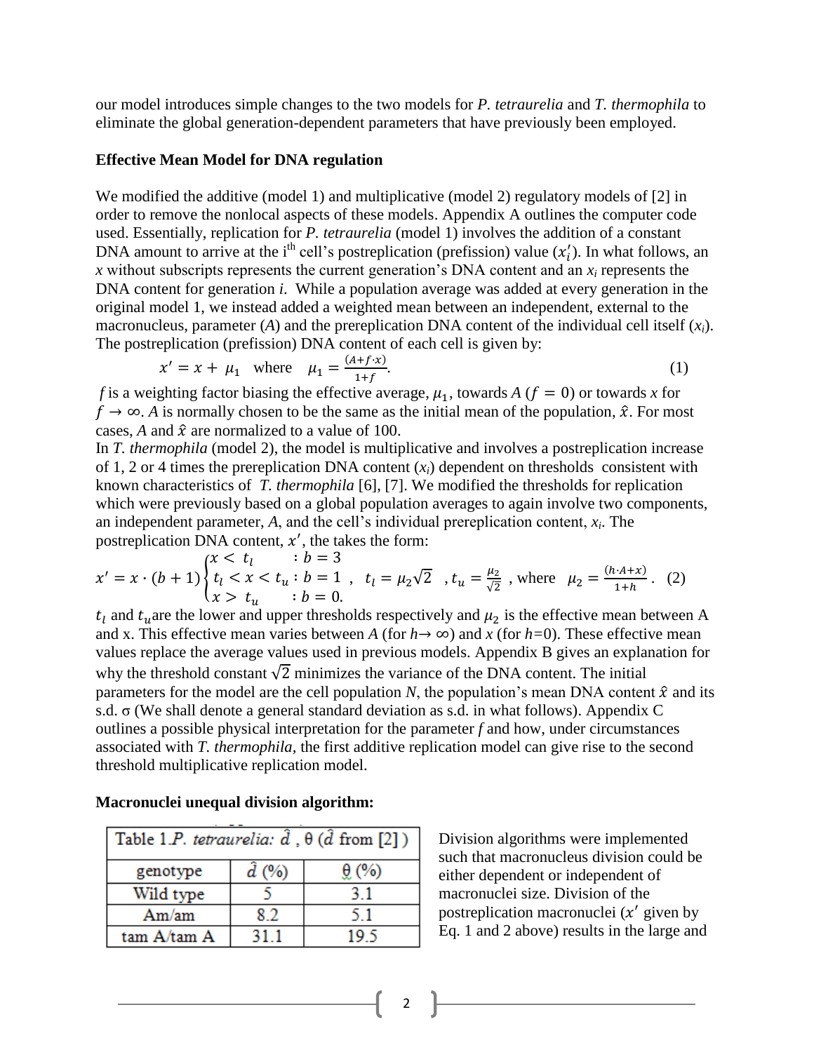our model introduces simple changes to the two models for *P. tetraurelia* and *T. thermophila* to eliminate the global generation-dependent parameters that have previously been employed.

**Effective Mean Model for DNA regulation**

We modified the additive (model 1) and multiplicative (model 2) regulatory models of [2] in order to remove the nonlocal aspects of these models. Appendix A outlines the computer code used. Essentially, replication for *P. tetraurelia* (model 1) involves the addition of a constant DNA amount to arrive at the i[th] cell's postreplication (prefission) value ($x_i'$). In what follows, an $x$ without subscripts represents the current generation's DNA content and an $x_i$ represents the DNA content for generation *i*. While a population average was added at every generation in the original model 1, we instead added a weighted mean between an independent, external to the macronucleus, parameter ($A$) and the prereplication DNA content of the individual cell itself ($x_i$). The postreplication (prefission) DNA content of each cell is given by:

$$x' = x + \mu_1 \quad \text{where} \quad \mu_1 = \frac{(A + f \cdot x)}{1+f}. \tag{1}$$

$f$ is a weighting factor biasing the effective average, $\mu_1$, towards $A$ ($f = 0$) or towards $x$ for $f \to \infty$. $A$ is normally chosen to be the same as the initial mean of the population, $\hat{x}$. For most cases, $A$ and $\hat{x}$ are normalized to a value of 100.

In *T. thermophila* (model 2), the model is multiplicative and involves a postreplication increase of 1, 2 or 4 times the prereplication DNA content ($x_i$) dependent on thresholds consistent with known characteristics of *T. thermophila* [6], [7]. We modified the thresholds for replication which were previously based on a global population averages to again involve two components, an independent parameter, $A$, and the cell's individual prereplication content, $x_i$. The postreplication DNA content, $x'$, the takes the form:

$$x' = x \cdot (b+1) \begin{cases} x < t_l & : b = 3 \\ t_l < x < t_u & : b = 1 \\ x > t_u & : b = 0. \end{cases}, \quad t_l = \mu_2 \sqrt{2} \quad, t_u = \frac{\mu_2}{\sqrt{2}} \text{ , where } \mu_2 = \frac{(h \cdot A + x)}{1+h}. \tag{2}$$

$t_l$ and $t_u$ are the lower and upper thresholds respectively and $\mu_2$ is the effective mean between A and x. This effective mean varies between $A$ (for $h \to \infty$) and $x$ (for $h$=0). These effective mean values replace the average values used in previous models. Appendix B gives an explanation for why the threshold constant $\sqrt{2}$ minimizes the variance of the DNA content. The initial parameters for the model are the cell population $N$, the population's mean DNA content $\hat{x}$ and its s.d. σ (We shall denote a general standard deviation as s.d. in what follows). Appendix C outlines a possible physical interpretation for the parameter $f$ and how, under circumstances associated with *T. thermophila*, the first additive replication model can give rise to the second threshold multiplicative replication model.

**Macronuclei unequal division algorithm:**

Table 1. *P. tetraurelia*: $\hat{d}$ , θ ($\hat{d}$ from [2])

| genotype | $\hat{d}$ (%) | θ (%) |
|---|---|---|
| Wild type | 5 | 3.1 |
| Am/am | 8.2 | 5.1 |
| tam A/tam A | 31.1 | 19.5 |

Division algorithms were implemented such that macronucleus division could be either dependent or independent of macronuclei size. Division of the postreplication macronuclei ($x'$ given by Eq. 1 and 2 above) results in the large and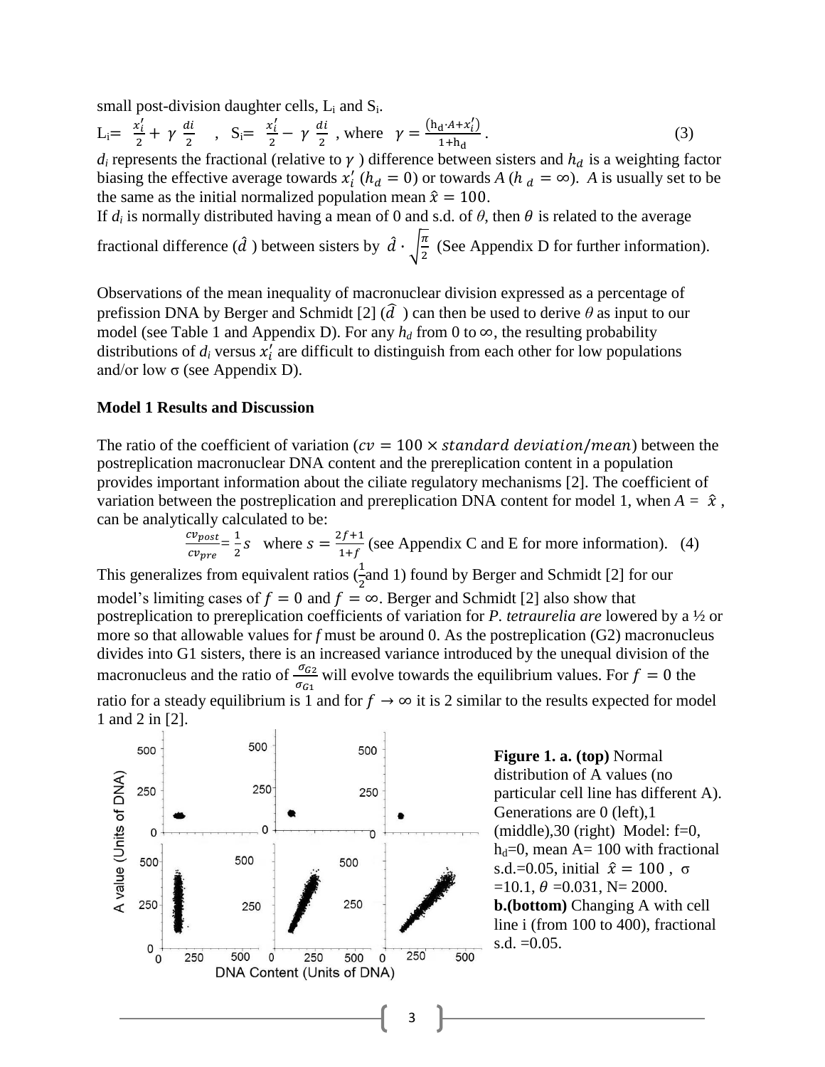small post-division daughter cells, $L_i$ and $S_i$.

$$L_i = \frac{x_i'}{2} + \gamma\,\frac{d_i}{2} \quad , \quad S_i = \frac{x_i'}{2} - \gamma\,\frac{d_i}{2}\ , \text{ where } \ \gamma = \frac{(h_d \cdot A + x_i')}{1 + h_d}\,. \qquad (3)$$

$d_i$ represents the fractional (relative to $\gamma$ ) difference between sisters and $h_d$ is a weighting factor biasing the effective average towards $x_i'$ ($h_d = 0$) or towards $A$ ($h_d = \infty$). $A$ is usually set to be the same as the initial normalized population mean $\hat{x} = 100$.

If $d_i$ is normally distributed having a mean of 0 and s.d. of $\theta$, then $\theta$ is related to the average fractional difference ($\hat{d}$ ) between sisters by $\hat{d} \cdot \sqrt{\frac{\pi}{2}}$ (See Appendix D for further information).

Observations of the mean inequality of macronuclear division expressed as a percentage of prefission DNA by Berger and Schmidt [2] ($\hat{d}$ ) can then be used to derive $\theta$ as input to our model (see Table 1 and Appendix D). For any $h_d$ from 0 to $\infty$, the resulting probability distributions of $d_i$ versus $x_i'$ are difficult to distinguish from each other for low populations and/or low $\sigma$ (see Appendix D).

**Model 1 Results and Discussion**

The ratio of the coefficient of variation ($cv = 100 \times standard\ deviation/mean$) between the postreplication macronuclear DNA content and the prereplication content in a population provides important information about the ciliate regulatory mechanisms [2]. The coefficient of variation between the postreplication and prereplication DNA content for model 1, when $A = \hat{x}$ , can be analytically calculated to be:

$$\frac{cv_{post}}{cv_{pre}} = \frac{1}{2}s \quad \text{where } s = \frac{2f+1}{1+f} \text{ (see Appendix C and E for more information).} \quad (4)$$

This generalizes from equivalent ratios ($\frac{1}{2}$ and 1) found by Berger and Schmidt [2] for our model's limiting cases of $f = 0$ and $f = \infty$. Berger and Schmidt [2] also show that postreplication to prereplication coefficients of variation for *P. tetraurelia are* lowered by a ½ or more so that allowable values for *f* must be around 0. As the postreplication (G2) macronucleus divides into G1 sisters, there is an increased variance introduced by the unequal division of the macronucleus and the ratio of $\frac{\sigma_{G2}}{\sigma_{G1}}$ will evolve towards the equilibrium values. For $f = 0$ the ratio for a steady equilibrium is 1 and for $f \to \infty$ it is 2 similar to the results expected for model 1 and 2 in [2].

**Figure 1. a. (top)** Normal distribution of A values (no particular cell line has different A). Generations are 0 (left),1 (middle),30 (right) Model: f=0, $h_d$=0, mean A= 100 with fractional s.d.=0.05, initial $\hat{x} = 100$ , $\sigma$ =10.1, $\theta$ =0.031, N= 2000. **b.(bottom)** Changing A with cell line i (from 100 to 400), fractional s.d. =0.05.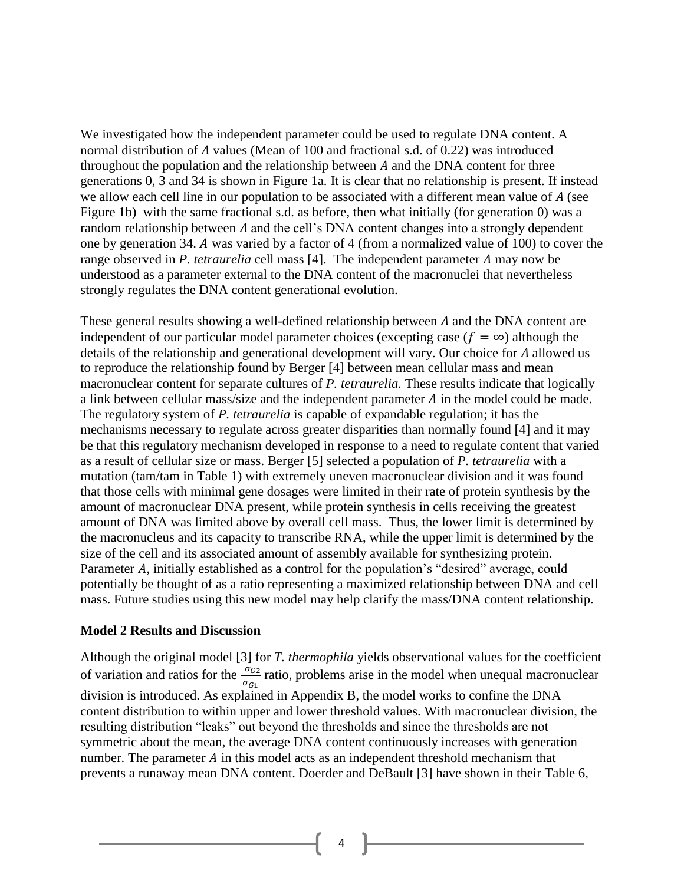We investigated how the independent parameter could be used to regulate DNA content. A normal distribution of $A$ values (Mean of 100 and fractional s.d. of 0.22) was introduced throughout the population and the relationship between $A$ and the DNA content for three generations 0, 3 and 34 is shown in Figure 1a. It is clear that no relationship is present. If instead we allow each cell line in our population to be associated with a different mean value of $A$ (see Figure 1b) with the same fractional s.d. as before, then what initially (for generation 0) was a random relationship between $A$ and the cell's DNA content changes into a strongly dependent one by generation 34. $A$ was varied by a factor of 4 (from a normalized value of 100) to cover the range observed in *P. tetraurelia* cell mass [4]. The independent parameter $A$ may now be understood as a parameter external to the DNA content of the macronuclei that nevertheless strongly regulates the DNA content generational evolution.

These general results showing a well-defined relationship between $A$ and the DNA content are independent of our particular model parameter choices (excepting case ($f = \infty$) although the details of the relationship and generational development will vary. Our choice for $A$ allowed us to reproduce the relationship found by Berger [4] between mean cellular mass and mean macronuclear content for separate cultures of *P. tetraurelia.* These results indicate that logically a link between cellular mass/size and the independent parameter $A$ in the model could be made. The regulatory system of *P. tetraurelia* is capable of expandable regulation; it has the mechanisms necessary to regulate across greater disparities than normally found [4] and it may be that this regulatory mechanism developed in response to a need to regulate content that varied as a result of cellular size or mass. Berger [5] selected a population of *P. tetraurelia* with a mutation (tam/tam in Table 1) with extremely uneven macronuclear division and it was found that those cells with minimal gene dosages were limited in their rate of protein synthesis by the amount of macronuclear DNA present, while protein synthesis in cells receiving the greatest amount of DNA was limited above by overall cell mass. Thus, the lower limit is determined by the macronucleus and its capacity to transcribe RNA, while the upper limit is determined by the size of the cell and its associated amount of assembly available for synthesizing protein. Parameter $A$, initially established as a control for the population's "desired" average, could potentially be thought of as a ratio representing a maximized relationship between DNA and cell mass. Future studies using this new model may help clarify the mass/DNA content relationship.

**Model 2 Results and Discussion**

Although the original model [3] for *T. thermophila* yields observational values for the coefficient of variation and ratios for the $\frac{\sigma_{G2}}{\sigma_{G1}}$ ratio, problems arise in the model when unequal macronuclear division is introduced. As explained in Appendix B, the model works to confine the DNA content distribution to within upper and lower threshold values. With macronuclear division, the resulting distribution "leaks" out beyond the thresholds and since the thresholds are not symmetric about the mean, the average DNA content continuously increases with generation number. The parameter $A$ in this model acts as an independent threshold mechanism that prevents a runaway mean DNA content. Doerder and DeBault [3] have shown in their Table 6,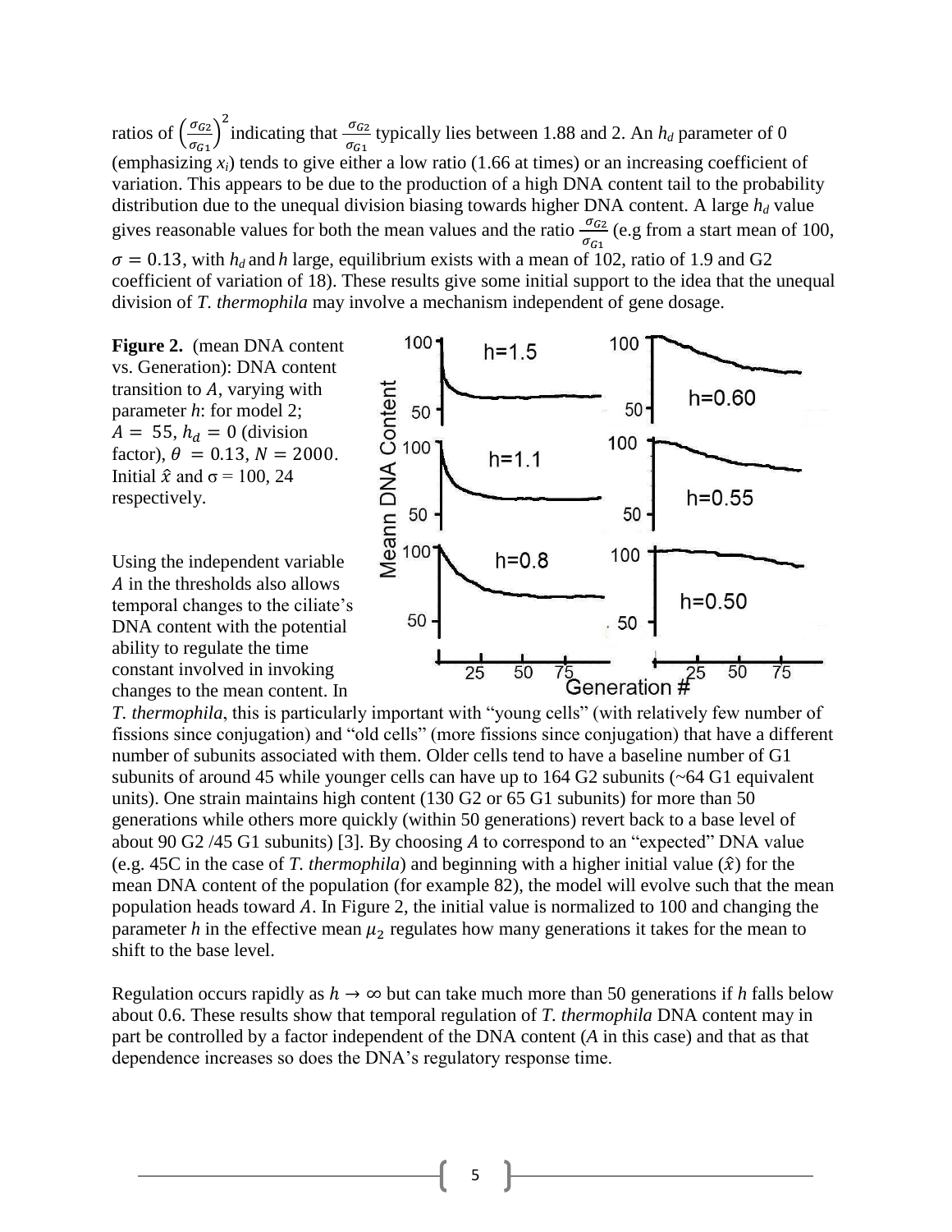ratios of $\left(\frac{\sigma_{G2}}{\sigma_{G1}}\right)^2$ indicating that $\frac{\sigma_{G2}}{\sigma_{G1}}$ typically lies between 1.88 and 2. An $h_d$ parameter of 0 (emphasizing $x_i$) tends to give either a low ratio (1.66 at times) or an increasing coefficient of variation. This appears to be due to the production of a high DNA content tail to the probability distribution due to the unequal division biasing towards higher DNA content. A large $h_d$ value gives reasonable values for both the mean values and the ratio $\frac{\sigma_{G2}}{\sigma_{G1}}$ (e.g from a start mean of 100, $\sigma = 0.13$, with $h_d$ and $h$ large, equilibrium exists with a mean of 102, ratio of 1.9 and G2 coefficient of variation of 18). These results give some initial support to the idea that the unequal division of *T. thermophila* may involve a mechanism independent of gene dosage.

**Figure 2.** (mean DNA content vs. Generation): DNA content transition to $A$, varying with parameter $h$: for model 2; $A = 55$, $h_d = 0$ (division factor), $\theta = 0.13$, $N = 2000$. Initial $\hat{x}$ and σ = 100, 24 respectively.

Using the independent variable $A$ in the thresholds also allows temporal changes to the ciliate's DNA content with the potential ability to regulate the time constant involved in invoking changes to the mean content. In *T. thermophila*, this is particularly important with "young cells" (with relatively few number of fissions since conjugation) and "old cells" (more fissions since conjugation) that have a different number of subunits associated with them. Older cells tend to have a baseline number of G1 subunits of around 45 while younger cells can have up to 164 G2 subunits (~64 G1 equivalent units). One strain maintains high content (130 G2 or 65 G1 subunits) for more than 50 generations while others more quickly (within 50 generations) revert back to a base level of about 90 G2 /45 G1 subunits) [3]. By choosing $A$ to correspond to an "expected" DNA value (e.g. 45C in the case of *T. thermophila*) and beginning with a higher initial value ($\hat{x}$) for the mean DNA content of the population (for example 82), the model will evolve such that the mean population heads toward $A$. In Figure 2, the initial value is normalized to 100 and changing the parameter $h$ in the effective mean $\mu_2$ regulates how many generations it takes for the mean to shift to the base level.

Regulation occurs rapidly as $h \to \infty$ but can take much more than 50 generations if $h$ falls below about 0.6. These results show that temporal regulation of *T. thermophila* DNA content may in part be controlled by a factor independent of the DNA content ($A$ in this case) and that as that dependence increases so does the DNA's regulatory response time.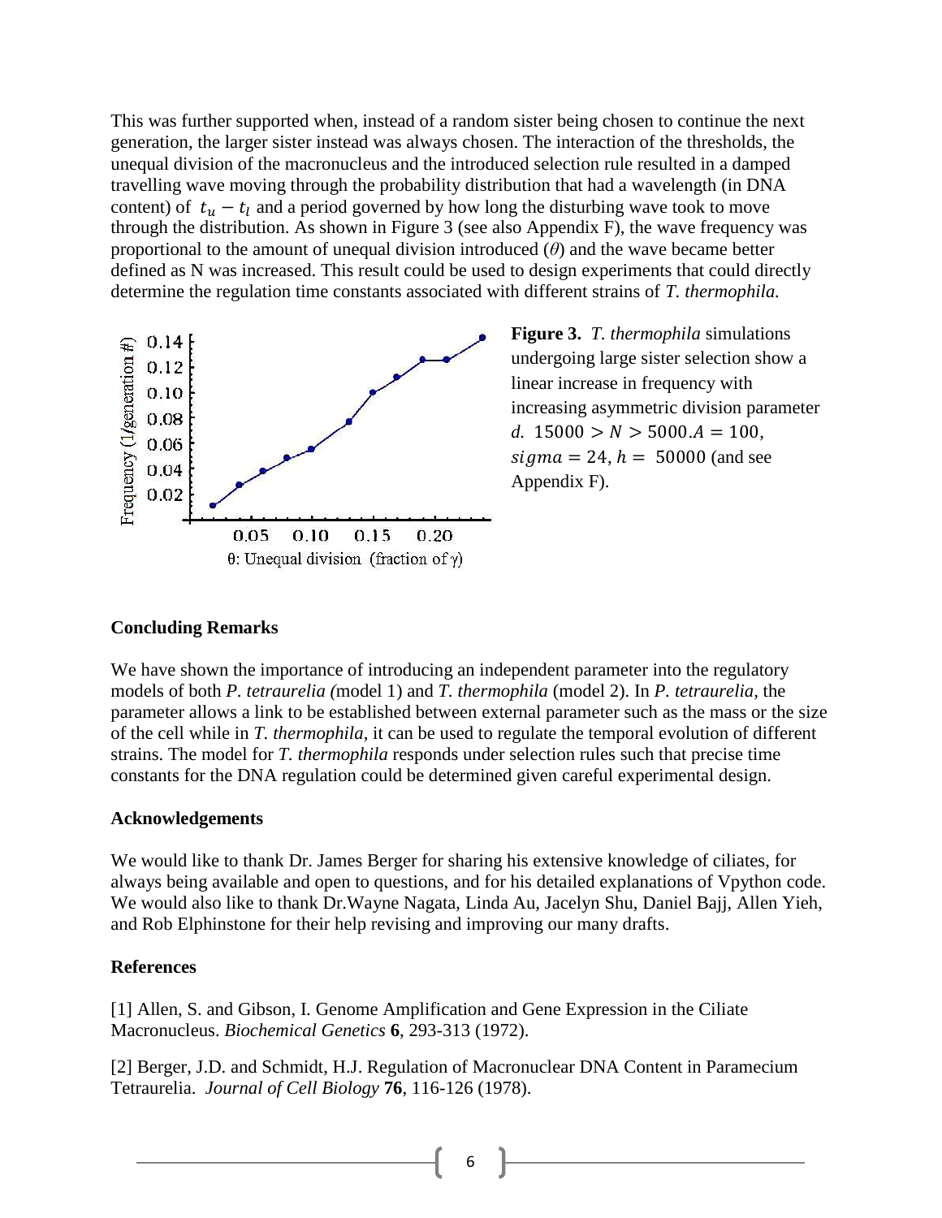This was further supported when, instead of a random sister being chosen to continue the next generation, the larger sister instead was always chosen. The interaction of the thresholds, the unequal division of the macronucleus and the introduced selection rule resulted in a damped travelling wave moving through the probability distribution that had a wavelength (in DNA content) of $t_u - t_l$ and a period governed by how long the disturbing wave took to move through the distribution. As shown in Figure 3 (see also Appendix F), the wave frequency was proportional to the amount of unequal division introduced ($\theta$) and the wave became better defined as N was increased. This result could be used to design experiments that could directly determine the regulation time constants associated with different strains of *T. thermophila.*

**Figure 3.** *T. thermophila* simulations undergoing large sister selection show a linear increase in frequency with increasing asymmetric division parameter *d.* $15000 > N > 5000. A = 100$, $sigma = 24$, $h = 50000$ (and see Appendix F).

## Concluding Remarks

We have shown the importance of introducing an independent parameter into the regulatory models of both *P. tetraurelia (*model 1) and *T. thermophila* (model 2). In *P. tetraurelia,* the parameter allows a link to be established between external parameter such as the mass or the size of the cell while in *T. thermophila*, it can be used to regulate the temporal evolution of different strains. The model for *T. thermophila* responds under selection rules such that precise time constants for the DNA regulation could be determined given careful experimental design.

## Acknowledgements

We would like to thank Dr. James Berger for sharing his extensive knowledge of ciliates, for always being available and open to questions, and for his detailed explanations of Vpython code. We would also like to thank Dr.Wayne Nagata, Linda Au, Jacelyn Shu, Daniel Bajj, Allen Yieh, and Rob Elphinstone for their help revising and improving our many drafts.

## References

[1] Allen, S. and Gibson, I. Genome Amplification and Gene Expression in the Ciliate Macronucleus. *Biochemical Genetics* **6**, 293-313 (1972).

[2] Berger, J.D. and Schmidt, H.J. Regulation of Macronuclear DNA Content in Paramecium Tetraurelia. *Journal of Cell Biology* **76**, 116-126 (1978).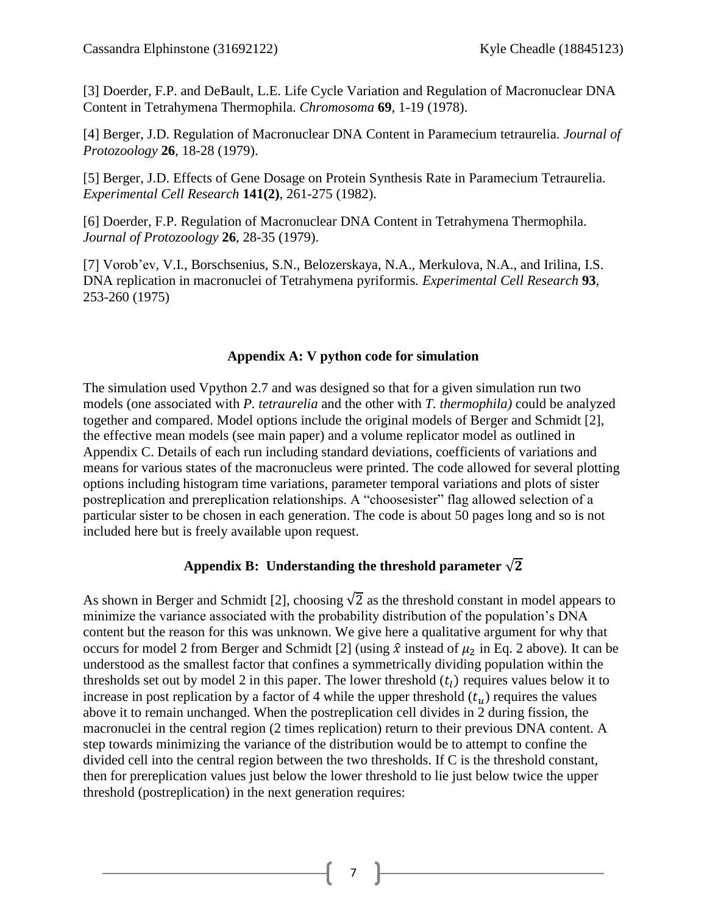[3] Doerder, F.P. and DeBault, L.E. Life Cycle Variation and Regulation of Macronuclear DNA Content in Tetrahymena Thermophila. *Chromosoma* **69**, 1-19 (1978).

[4] Berger, J.D. Regulation of Macronuclear DNA Content in Paramecium tetraurelia. *Journal of Protozoology* **26**, 18-28 (1979).

[5] Berger, J.D. Effects of Gene Dosage on Protein Synthesis Rate in Paramecium Tetraurelia. *Experimental Cell Research* **141(2)**, 261-275 (1982).

[6] Doerder, F.P. Regulation of Macronuclear DNA Content in Tetrahymena Thermophila. *Journal of Protozoology* **26**, 28-35 (1979).

[7] Vorob'ev, V.I., Borschsenius, S.N., Belozerskaya, N.A., Merkulova, N.A., and Irilina, I.S. DNA replication in macronuclei of Tetrahymena pyriformis. *Experimental Cell Research* **93**, 253-260 (1975)

## Appendix A: V python code for simulation

The simulation used Vpython 2.7 and was designed so that for a given simulation run two models (one associated with *P. tetraurelia* and the other with *T. thermophila)* could be analyzed together and compared. Model options include the original models of Berger and Schmidt [2], the effective mean models (see main paper) and a volume replicator model as outlined in Appendix C. Details of each run including standard deviations, coefficients of variations and means for various states of the macronucleus were printed. The code allowed for several plotting options including histogram time variations, parameter temporal variations and plots of sister postreplication and prereplication relationships. A "choosesister" flag allowed selection of a particular sister to be chosen in each generation. The code is about 50 pages long and so is not included here but is freely available upon request.

## Appendix B: Understanding the threshold parameter $\sqrt{2}$

As shown in Berger and Schmidt [2], choosing $\sqrt{2}$ as the threshold constant in model appears to minimize the variance associated with the probability distribution of the population's DNA content but the reason for this was unknown. We give here a qualitative argument for why that occurs for model 2 from Berger and Schmidt [2] (using $\hat{x}$ instead of $\mu_2$ in Eq. 2 above). It can be understood as the smallest factor that confines a symmetrically dividing population within the thresholds set out by model 2 in this paper. The lower threshold ($t_l$) requires values below it to increase in post replication by a factor of 4 while the upper threshold ($t_u$) requires the values above it to remain unchanged. When the postreplication cell divides in 2 during fission, the macronuclei in the central region (2 times replication) return to their previous DNA content. A step towards minimizing the variance of the distribution would be to attempt to confine the divided cell into the central region between the two thresholds. If C is the threshold constant, then for prereplication values just below the lower threshold to lie just below twice the upper threshold (postreplication) in the next generation requires: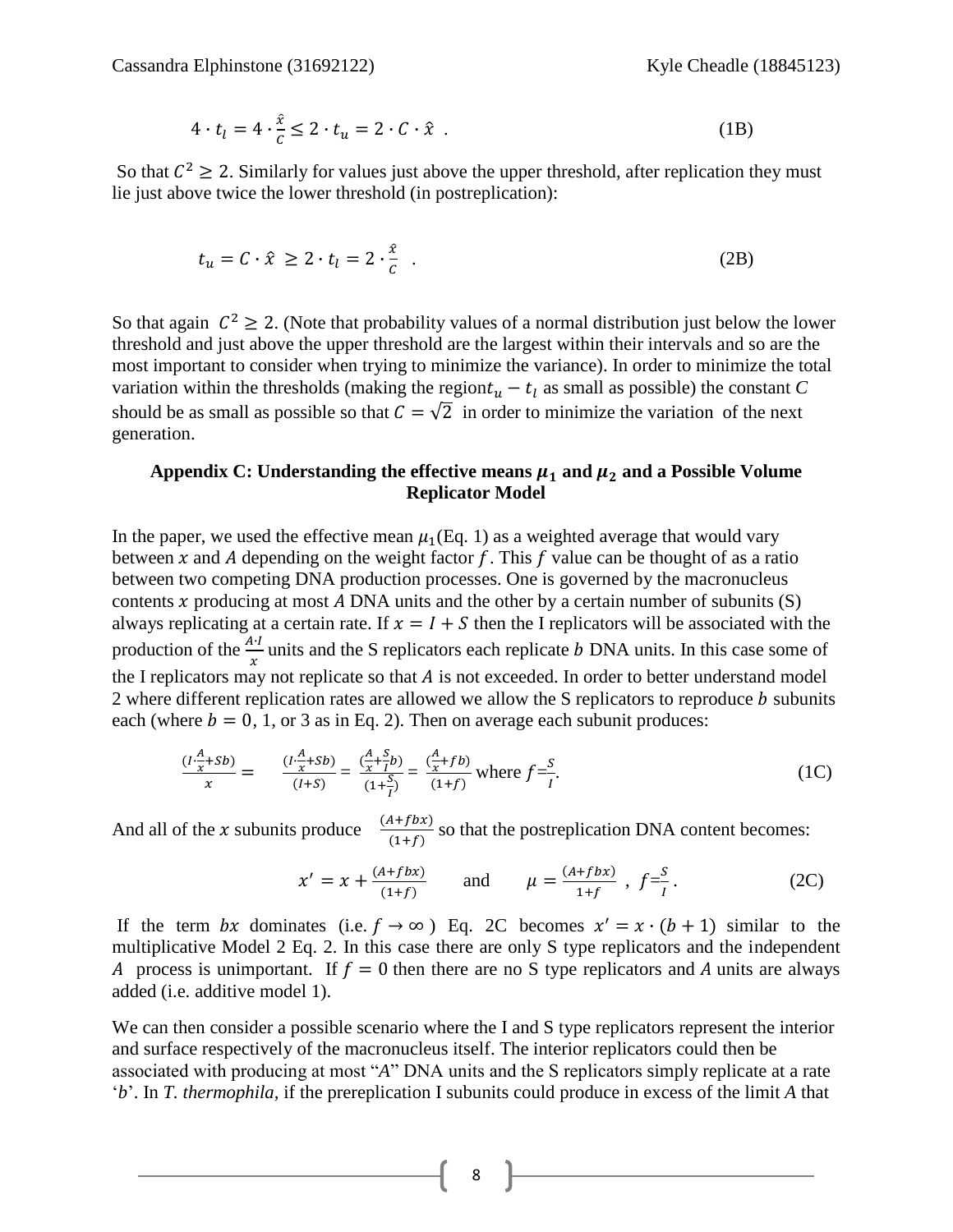$$4 \cdot t_l = 4 \cdot \frac{\hat{x}}{C} \leq 2 \cdot t_u = 2 \cdot C \cdot \hat{x} \ . \tag{1B}$$

So that $C^2 \geq 2$. Similarly for values just above the upper threshold, after replication they must lie just above twice the lower threshold (in postreplication):

$$t_u = C \cdot \hat{x} \ \geq 2 \cdot t_l = 2 \cdot \frac{\hat{x}}{C} \ \ . \tag{2B}$$

So that again $C^2 \geq 2$. (Note that probability values of a normal distribution just below the lower threshold and just above the upper threshold are the largest within their intervals and so are the most important to consider when trying to minimize the variance). In order to minimize the total variation within the thresholds (making the region $t_u - t_l$ as small as possible) the constant *C* should be as small as possible so that $C = \sqrt{2}$ in order to minimize the variation of the next generation.

## Appendix C: Understanding the effective means $\mu_1$ and $\mu_2$ and a Possible Volume Replicator Model

In the paper, we used the effective mean $\mu_1$(Eq. 1) as a weighted average that would vary between $x$ and $A$ depending on the weight factor $f$. This $f$ value can be thought of as a ratio between two competing DNA production processes. One is governed by the macronucleus contents $x$ producing at most $A$ DNA units and the other by a certain number of subunits (S) always replicating at a certain rate. If $x = I + S$ then the I replicators will be associated with the production of the $\frac{A \cdot I}{x}$ units and the S replicators each replicate $b$ DNA units. In this case some of the I replicators may not replicate so that $A$ is not exceeded. In order to better understand model 2 where different replication rates are allowed we allow the S replicators to reproduce $b$ subunits each (where $b = 0$, 1, or 3 as in Eq. 2). Then on average each subunit produces:

$$\frac{(I \cdot \frac{A}{x} + Sb)}{x} = \quad \frac{(I \cdot \frac{A}{x} + Sb)}{(I+S)} = \frac{(\frac{A}{x} + \frac{S}{I}b)}{(1+\frac{S}{I})} = \frac{(\frac{A}{x} + fb)}{(1+f)} \text{ where } f = \frac{S}{I}. \tag{1C}$$

And all of the $x$ subunits produce $\frac{(A+fbx)}{(1+f)}$ so that the postreplication DNA content becomes:

$$x' = x + \frac{(A+fbx)}{(1+f)} \qquad \text{and} \qquad \mu = \frac{(A+fbx)}{1+f} \ , \ f = \frac{S}{I}. \tag{2C}$$

If the term $bx$ dominates (i.e. $f \to \infty$ ) Eq. 2C becomes $x' = x \cdot (b + 1)$ similar to the multiplicative Model 2 Eq. 2. In this case there are only S type replicators and the independent $A$ process is unimportant. If $f = 0$ then there are no S type replicators and *A* units are always added (i.e. additive model 1).

We can then consider a possible scenario where the I and S type replicators represent the interior and surface respectively of the macronucleus itself. The interior replicators could then be associated with producing at most "*A*" DNA units and the S replicators simply replicate at a rate '*b*'. In *T. thermophila*, if the prereplication I subunits could produce in excess of the limit *A* that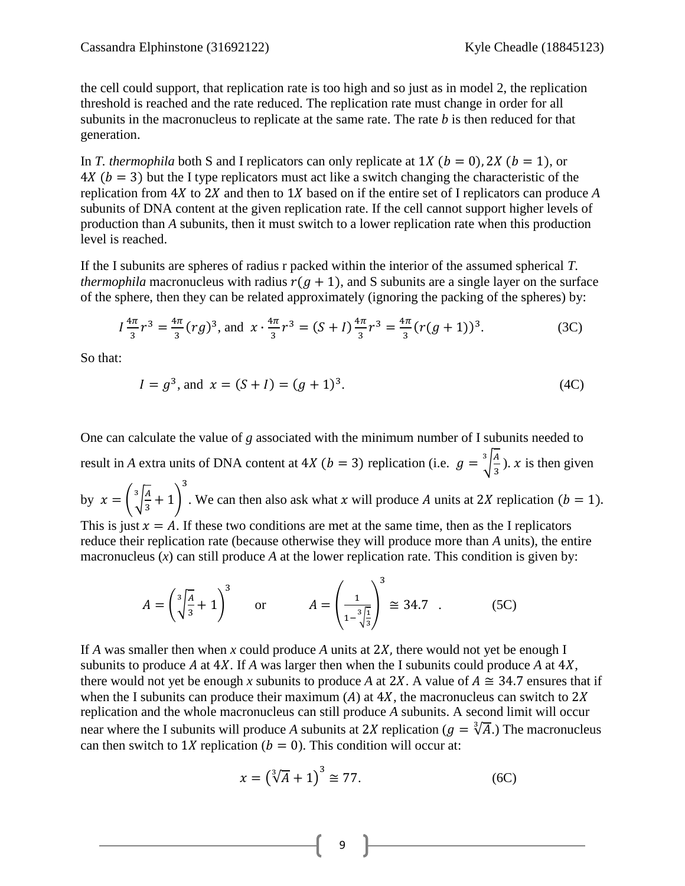the cell could support, that replication rate is too high and so just as in model 2, the replication threshold is reached and the rate reduced. The replication rate must change in order for all subunits in the macronucleus to replicate at the same rate. The rate *b* is then reduced for that generation.

In *T. thermophila* both S and I replicators can only replicate at $1X$ $(b = 0)$, $2X$ $(b = 1)$, or $4X$ $(b = 3)$ but the I type replicators must act like a switch changing the characteristic of the replication from $4X$ to $2X$ and then to $1X$ based on if the entire set of I replicators can produce *A* subunits of DNA content at the given replication rate. If the cell cannot support higher levels of production than *A* subunits, then it must switch to a lower replication rate when this production level is reached.

If the I subunits are spheres of radius r packed within the interior of the assumed spherical *T. thermophila* macronucleus with radius $r(g + 1)$, and S subunits are a single layer on the surface of the sphere, then they can be related approximately (ignoring the packing of the spheres) by:

$$I \frac{4\pi}{3} r^3 = \frac{4\pi}{3}(rg)^3, \text{ and } x \cdot \frac{4\pi}{3} r^3 = (S + I)\frac{4\pi}{3} r^3 = \frac{4\pi}{3}(r(g + 1))^3. \tag{3C}$$

So that:

$$I = g^3, \text{ and } x = (S + I) = (g + 1)^3. \tag{4C}$$

One can calculate the value of *g* associated with the minimum number of I subunits needed to result in *A* extra units of DNA content at $4X$ $(b = 3)$ replication (i.e. $g = \sqrt[3]{\frac{A}{3}}$). $x$ is then given by $x = \left(\sqrt[3]{\frac{A}{3}} + 1\right)^3$. We can then also ask what $x$ will produce $A$ units at $2X$ replication $(b = 1)$. This is just $x = A$. If these two conditions are met at the same time, then as the I replicators reduce their replication rate (because otherwise they will produce more than *A* units), the entire macronucleus (*x*) can still produce *A* at the lower replication rate. This condition is given by:

$$A = \left(\sqrt[3]{\frac{A}{3}} + 1\right)^3 \quad \text{or} \quad A = \left(\frac{1}{1 - \sqrt[3]{\frac{1}{3}}}\right)^3 \cong 34.7 \quad . \tag{5C}$$

If *A* was smaller then when *x* could produce *A* units at $2X$, there would not yet be enough I subunits to produce $A$ at $4X$. If $A$ was larger then when the I subunits could produce $A$ at $4X$, there would not yet be enough *x* subunits to produce *A* at $2X$. A value of $A \cong 34.7$ ensures that if when the I subunits can produce their maximum ($A$) at $4X$, the macronucleus can switch to $2X$ replication and the whole macronucleus can still produce *A* subunits. A second limit will occur near where the I subunits will produce *A* subunits at $2X$ replication ($g = \sqrt[3]{A}$.) The macronucleus can then switch to $1X$ replication $(b = 0)$. This condition will occur at:

$$x = \left(\sqrt[3]{A} + 1\right)^3 \cong 77. \tag{6C}$$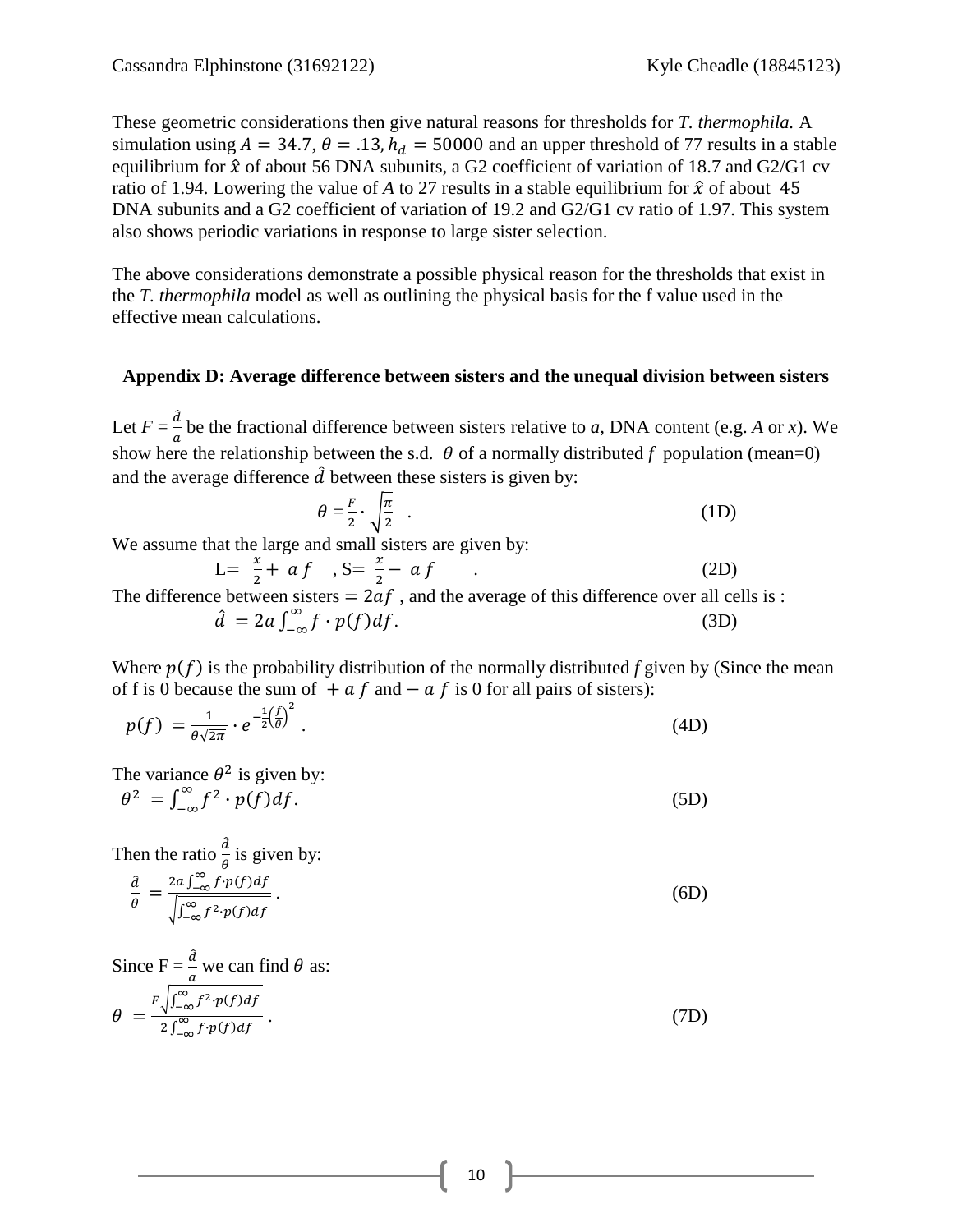These geometric considerations then give natural reasons for thresholds for *T. thermophila.* A simulation using $A = 34.7$, $\theta = .13$, $h_d = 50000$ and an upper threshold of 77 results in a stable equilibrium for $\hat{x}$ of about 56 DNA subunits, a G2 coefficient of variation of 18.7 and G2/G1 cv ratio of 1.94. Lowering the value of *A* to 27 results in a stable equilibrium for $\hat{x}$ of about 45 DNA subunits and a G2 coefficient of variation of 19.2 and G2/G1 cv ratio of 1.97. This system also shows periodic variations in response to large sister selection.

The above considerations demonstrate a possible physical reason for the thresholds that exist in the *T. thermophila* model as well as outlining the physical basis for the f value used in the effective mean calculations.

## Appendix D: Average difference between sisters and the unequal division between sisters

Let $F = \frac{\hat{d}}{a}$ be the fractional difference between sisters relative to *a*, DNA content (e.g. *A* or *x*). We show here the relationship between the s.d. $\theta$ of a normally distributed $f$ population (mean=0) and the average difference $\hat{d}$ between these sisters is given by:

$$\theta = \frac{F}{2} \cdot \sqrt{\frac{\pi}{2}} \quad . \tag{1D}$$

We assume that the large and small sisters are given by:

$$\text{L}= \frac{x}{2} + a f \quad , \text{S}= \frac{x}{2} - a f \quad . \tag{2D}$$

The difference between sisters $= 2af$ , and the average of this difference over all cells is :

$$\hat{d} = 2a \int_{-\infty}^{\infty} f \cdot p(f) df. \tag{3D}$$

Where $p(f)$ is the probability distribution of the normally distributed *f* given by (Since the mean of f is 0 because the sum of $+ a f$ and $- a f$ is 0 for all pairs of sisters):

$$p(f) = \frac{1}{\theta\sqrt{2\pi}} \cdot e^{-\frac{1}{2}\left(\frac{f}{\theta}\right)^2} \quad . \tag{4D}$$

The variance $\theta^2$ is given by:

$$\theta^2 = \int_{-\infty}^{\infty} f^2 \cdot p(f) df. \tag{5D}$$

Then the ratio $\frac{\hat{d}}{\theta}$ is given by:

$$\frac{\hat{d}}{\theta} = \frac{2a \int_{-\infty}^{\infty} f \cdot p(f) df}{\sqrt{\int_{-\infty}^{\infty} f^2 \cdot p(f) df}} \, . \tag{6D}$$

Since $\text{F} = \frac{\hat{d}}{a}$ we can find $\theta$ as:

$$\theta = \frac{F\sqrt{\int_{-\infty}^{\infty} f^2 \cdot p(f) df}}{2\int_{-\infty}^{\infty} f \cdot p(f) df} \, . \tag{7D}$$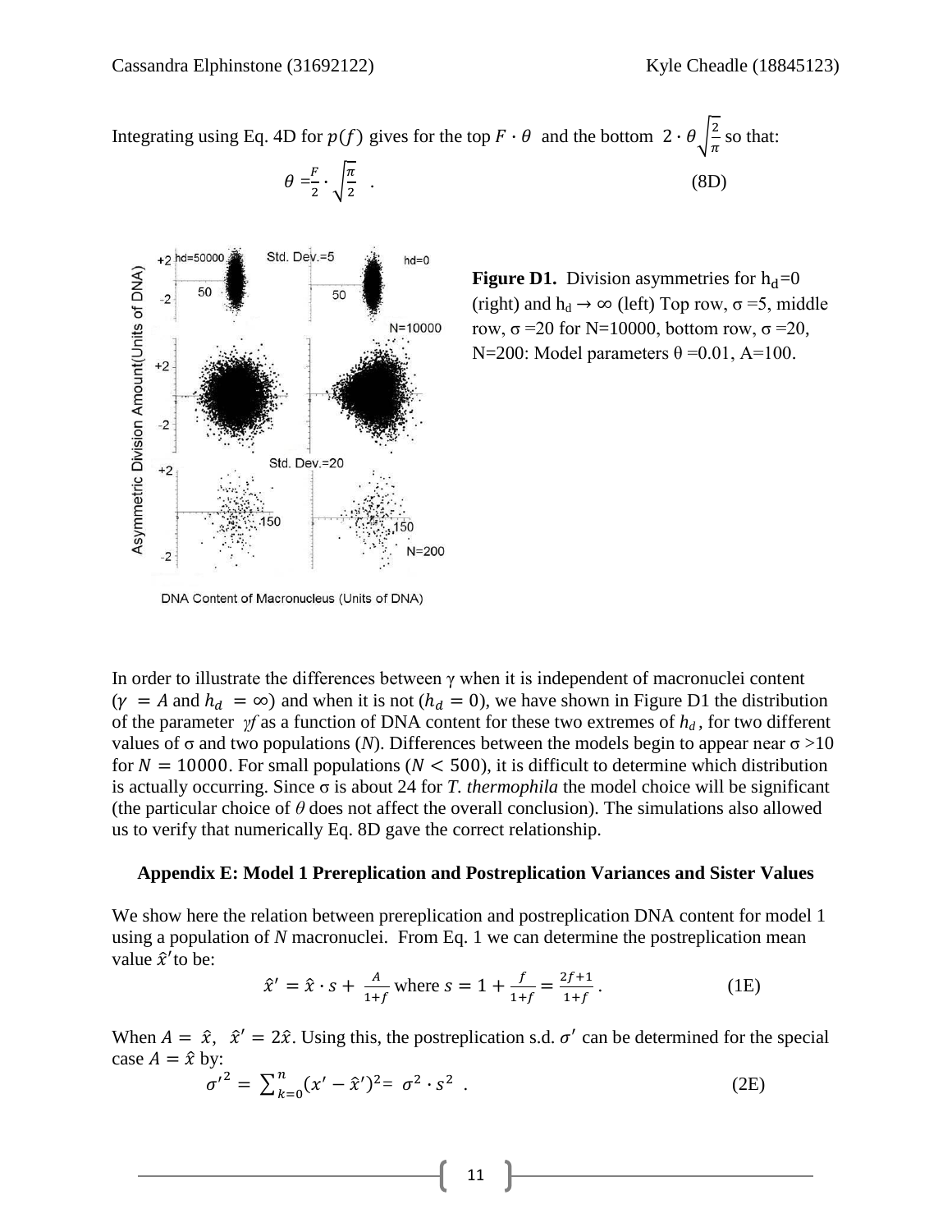Integrating using Eq. 4D for $p(f)$ gives for the top $F \cdot \theta$ and the bottom $2 \cdot \theta\sqrt{\frac{2}{\pi}}$ so that:

$$\theta = \frac{F}{2} \cdot \sqrt{\frac{\pi}{2}} \quad . \tag{8D}$$

**Figure D1.** Division asymmetries for $h_d$=0 (right) and $h_d \rightarrow \infty$ (left) Top row, σ =5, middle row, σ =20 for N=10000, bottom row, σ =20, N=200: Model parameters θ =0.01, A=100.

In order to illustrate the differences between γ when it is independent of macronuclei content ($\gamma = A$ and $h_d = \infty$) and when it is not ($h_d = 0$), we have shown in Figure D1 the distribution of the parameter $\gamma f$ as a function of DNA content for these two extremes of $h_d$, for two different values of σ and two populations ($N$). Differences between the models begin to appear near σ >10 for $N = 10000$. For small populations ($N < 500$), it is difficult to determine which distribution is actually occurring. Since σ is about 24 for *T. thermophila* the model choice will be significant (the particular choice of $\theta$ does not affect the overall conclusion). The simulations also allowed us to verify that numerically Eq. 8D gave the correct relationship.

### Appendix E: Model 1 Prereplication and Postreplication Variances and Sister Values

We show here the relation between prereplication and postreplication DNA content for model 1 using a population of $N$ macronuclei. From Eq. 1 we can determine the postreplication mean value $\hat{x}'$ to be:

$$\hat{x}' = \hat{x} \cdot s + \frac{A}{1+f} \text{ where } s = 1 + \frac{f}{1+f} = \frac{2f+1}{1+f} \, . \tag{1E}$$

When $A = \hat{x}$, $\hat{x}' = 2\hat{x}$. Using this, the postreplication s.d. $\sigma'$ can be determined for the special case $A = \hat{x}$ by:

$$\sigma'^2 = \sum_{k=0}^{n}(x' - \hat{x}')^2 = \sigma^2 \cdot s^2 \quad . \tag{2E}$$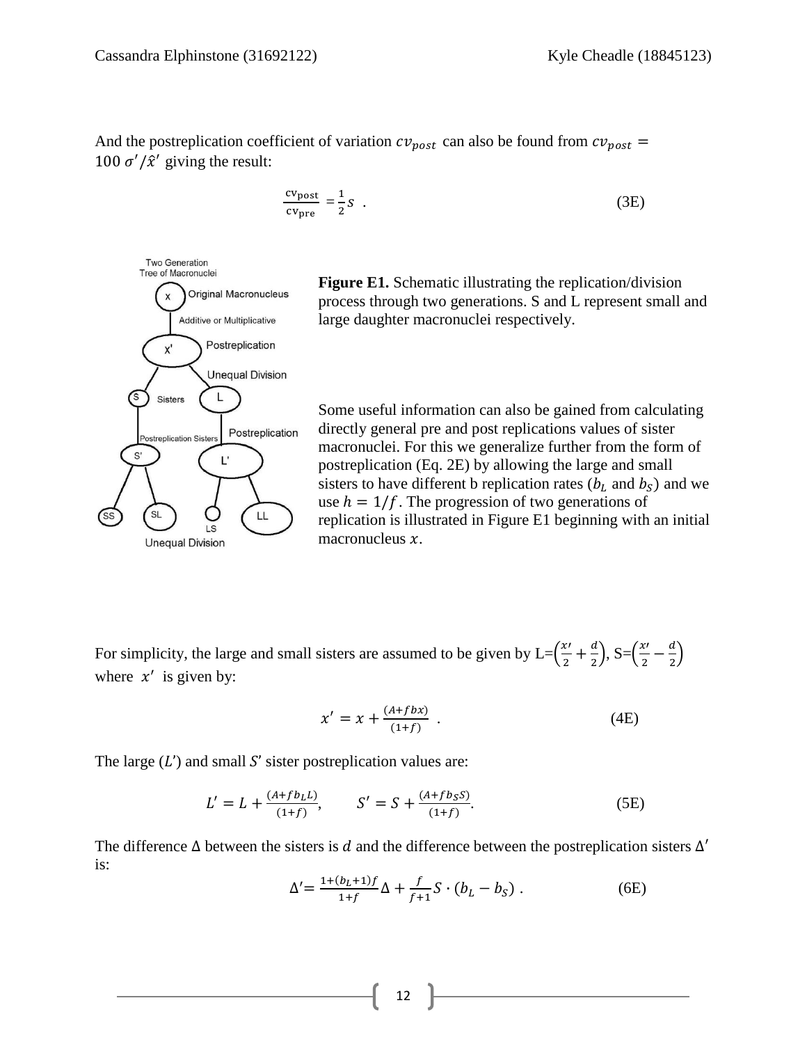And the postreplication coefficient of variation $cv_{post}$ can also be found from $cv_{post} = 100\,\sigma'/\hat{x}'$ giving the result:

$$\frac{\mathrm{cv_{post}}}{\mathrm{cv_{pre}}} = \frac{1}{2}S \quad . \tag{3E}$$

**Figure E1.** Schematic illustrating the replication/division process through two generations. S and L represent small and large daughter macronuclei respectively.

Some useful information can also be gained from calculating directly general pre and post replications values of sister macronuclei. For this we generalize further from the form of postreplication (Eq. 2E) by allowing the large and small sisters to have different b replication rates ($b_L$ and $b_S$) and we use $h = 1/f$. The progression of two generations of replication is illustrated in Figure E1 beginning with an initial macronucleus $x$.

For simplicity, the large and small sisters are assumed to be given by L=$\left(\frac{x'}{2} + \frac{d}{2}\right)$, S=$\left(\frac{x'}{2} - \frac{d}{2}\right)$ where $x'$ is given by:

$$x' = x + \frac{(A + fbx)}{(1+f)} \quad . \tag{4E}$$

The large ($L'$) and small $S'$ sister postreplication values are:

$$L' = L + \frac{(A + fb_L L)}{(1+f)}, \qquad S' = S + \frac{(A + fb_S S)}{(1+f)}. \tag{5E}$$

The difference $\Delta$ between the sisters is $d$ and the difference between the postreplication sisters $\Delta'$ is:

$$\Delta' = \frac{1 + (b_L + 1)f}{1+f}\Delta + \frac{f}{f+1}S \cdot (b_L - b_S) \ . \tag{6E}$$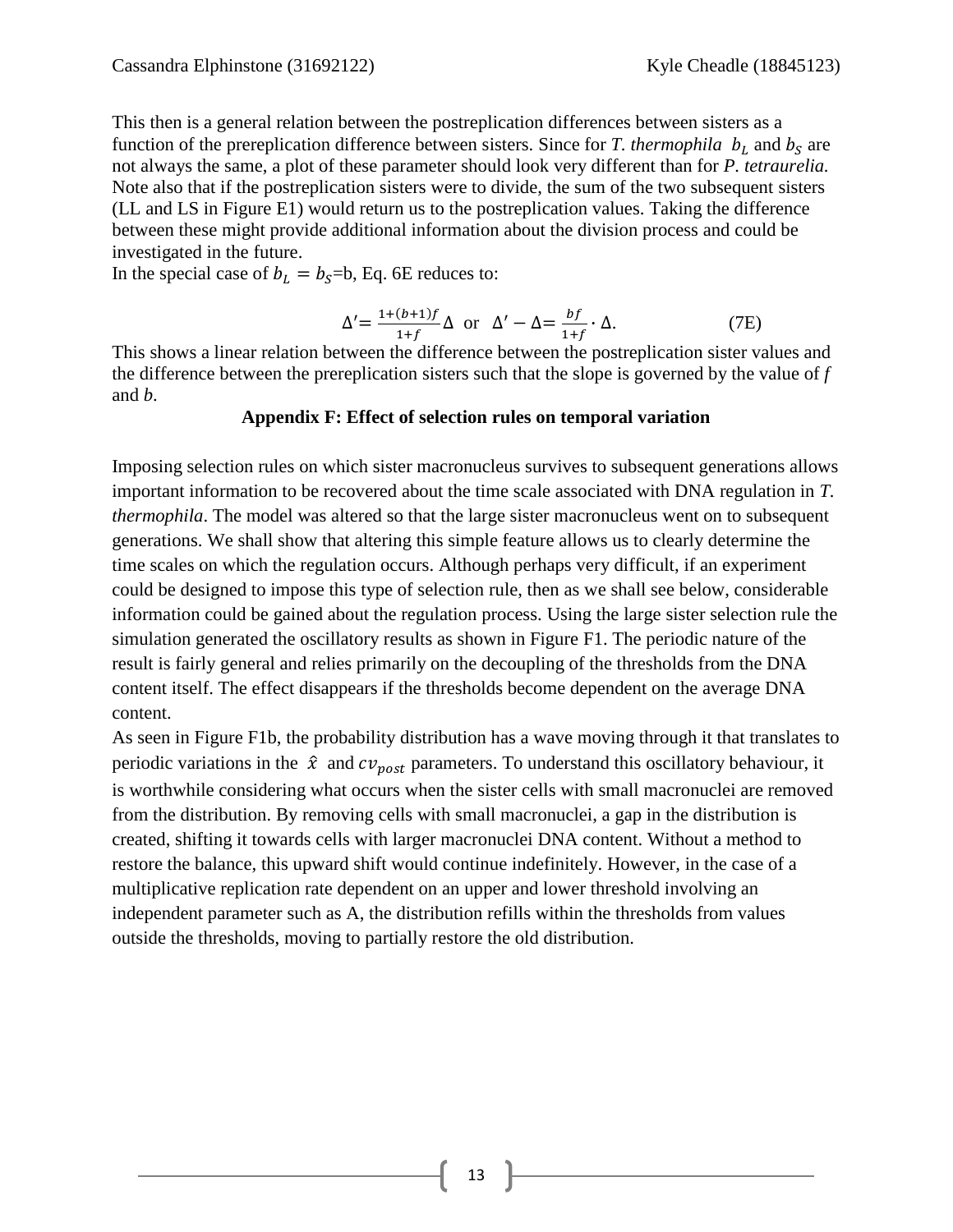This then is a general relation between the postreplication differences between sisters as a function of the prereplication difference between sisters. Since for *T. thermophila* $b_L$ and $b_S$ are not always the same, a plot of these parameter should look very different than for *P. tetraurelia.* Note also that if the postreplication sisters were to divide, the sum of the two subsequent sisters (LL and LS in Figure E1) would return us to the postreplication values. Taking the difference between these might provide additional information about the division process and could be investigated in the future.
In the special case of $b_L = b_S$=b, Eq. 6E reduces to:

$$\Delta' = \frac{1+(b+1)f}{1+f}\Delta \text{ or } \Delta' - \Delta = \frac{bf}{1+f} \cdot \Delta. \qquad \text{(7E)}$$

This shows a linear relation between the difference between the postreplication sister values and the difference between the prereplication sisters such that the slope is governed by the value of *f* and *b*.

## Appendix F: Effect of selection rules on temporal variation

Imposing selection rules on which sister macronucleus survives to subsequent generations allows important information to be recovered about the time scale associated with DNA regulation in *T. thermophila*. The model was altered so that the large sister macronucleus went on to subsequent generations. We shall show that altering this simple feature allows us to clearly determine the time scales on which the regulation occurs. Although perhaps very difficult, if an experiment could be designed to impose this type of selection rule, then as we shall see below, considerable information could be gained about the regulation process. Using the large sister selection rule the simulation generated the oscillatory results as shown in Figure F1. The periodic nature of the result is fairly general and relies primarily on the decoupling of the thresholds from the DNA content itself. The effect disappears if the thresholds become dependent on the average DNA content.
As seen in Figure F1b, the probability distribution has a wave moving through it that translates to periodic variations in the $\hat{x}$ and $cv_{post}$ parameters. To understand this oscillatory behaviour, it is worthwhile considering what occurs when the sister cells with small macronuclei are removed from the distribution. By removing cells with small macronuclei, a gap in the distribution is created, shifting it towards cells with larger macronuclei DNA content. Without a method to restore the balance, this upward shift would continue indefinitely. However, in the case of a multiplicative replication rate dependent on an upper and lower threshold involving an independent parameter such as A, the distribution refills within the thresholds from values outside the thresholds, moving to partially restore the old distribution.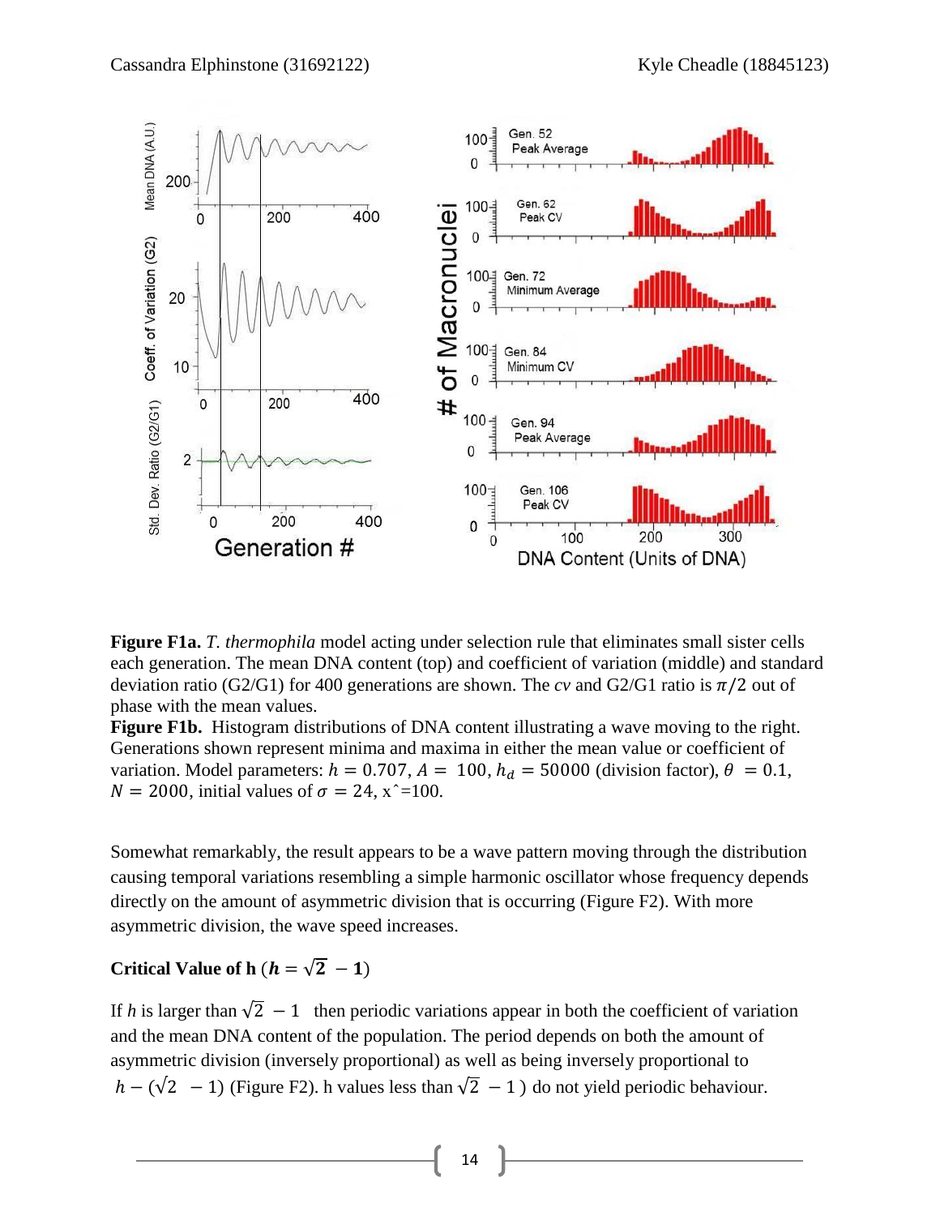**Figure F1a.** *T. thermophila* model acting under selection rule that eliminates small sister cells each generation. The mean DNA content (top) and coefficient of variation (middle) and standard deviation ratio (G2/G1) for 400 generations are shown. The *cv* and G2/G1 ratio is $\pi/2$ out of phase with the mean values.

**Figure F1b.** Histogram distributions of DNA content illustrating a wave moving to the right. Generations shown represent minima and maxima in either the mean value or coefficient of variation. Model parameters: $h = 0.707$, $A = 100$, $h_d = 50000$ (division factor), $\theta = 0.1$, $N = 2000$, initial values of $\sigma = 24$, $\hat{x}$=100.

Somewhat remarkably, the result appears to be a wave pattern moving through the distribution causing temporal variations resembling a simple harmonic oscillator whose frequency depends directly on the amount of asymmetric division that is occurring (Figure F2). With more asymmetric division, the wave speed increases.

**Critical Value of h ($h = \sqrt{2} - 1$)**

If *h* is larger than $\sqrt{2} - 1$ then periodic variations appear in both the coefficient of variation and the mean DNA content of the population. The period depends on both the amount of asymmetric division (inversely proportional) as well as being inversely proportional to $h - (\sqrt{2} - 1)$ (Figure F2). h values less than $\sqrt{2} - 1$ ) do not yield periodic behaviour.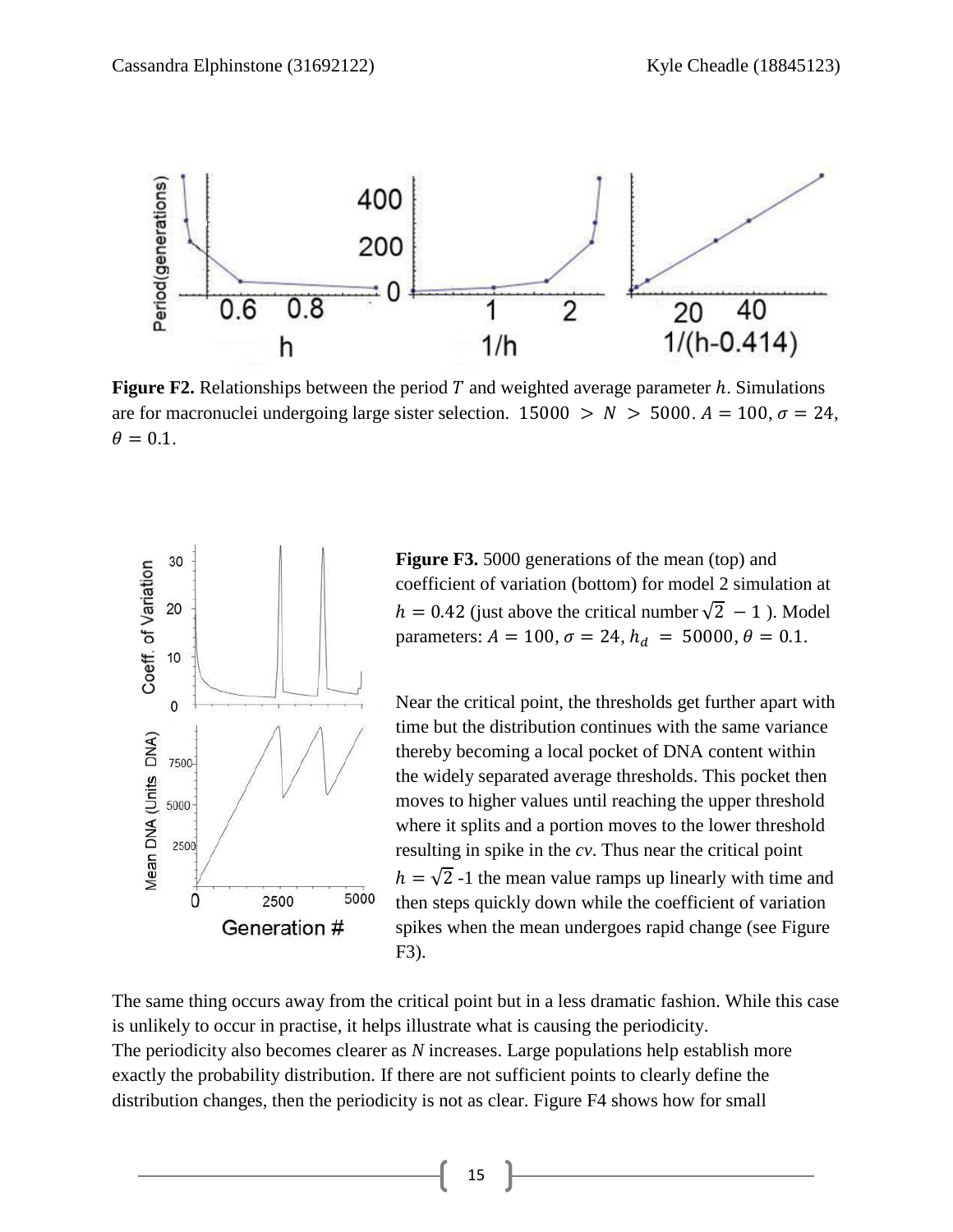**Figure F2.** Relationships between the period $T$ and weighted average parameter $h$. Simulations are for macronuclei undergoing large sister selection. $15000 > N > 5000$. $A = 100$, $\sigma = 24$, $\theta = 0.1$.

**Figure F3.** 5000 generations of the mean (top) and coefficient of variation (bottom) for model 2 simulation at $h = 0.42$ (just above the critical number $\sqrt{2} - 1$ ). Model parameters: $A = 100, \sigma = 24, h_d = 50000, \theta = 0.1$.

Near the critical point, the thresholds get further apart with time but the distribution continues with the same variance thereby becoming a local pocket of DNA content within the widely separated average thresholds. This pocket then moves to higher values until reaching the upper threshold where it splits and a portion moves to the lower threshold resulting in spike in the *cv*. Thus near the critical point $h = \sqrt{2}$ -1 the mean value ramps up linearly with time and then steps quickly down while the coefficient of variation spikes when the mean undergoes rapid change (see Figure F3).

The same thing occurs away from the critical point but in a less dramatic fashion. While this case is unlikely to occur in practise, it helps illustrate what is causing the periodicity.
The periodicity also becomes clearer as *N* increases. Large populations help establish more exactly the probability distribution. If there are not sufficient points to clearly define the distribution changes, then the periodicity is not as clear. Figure F4 shows how for small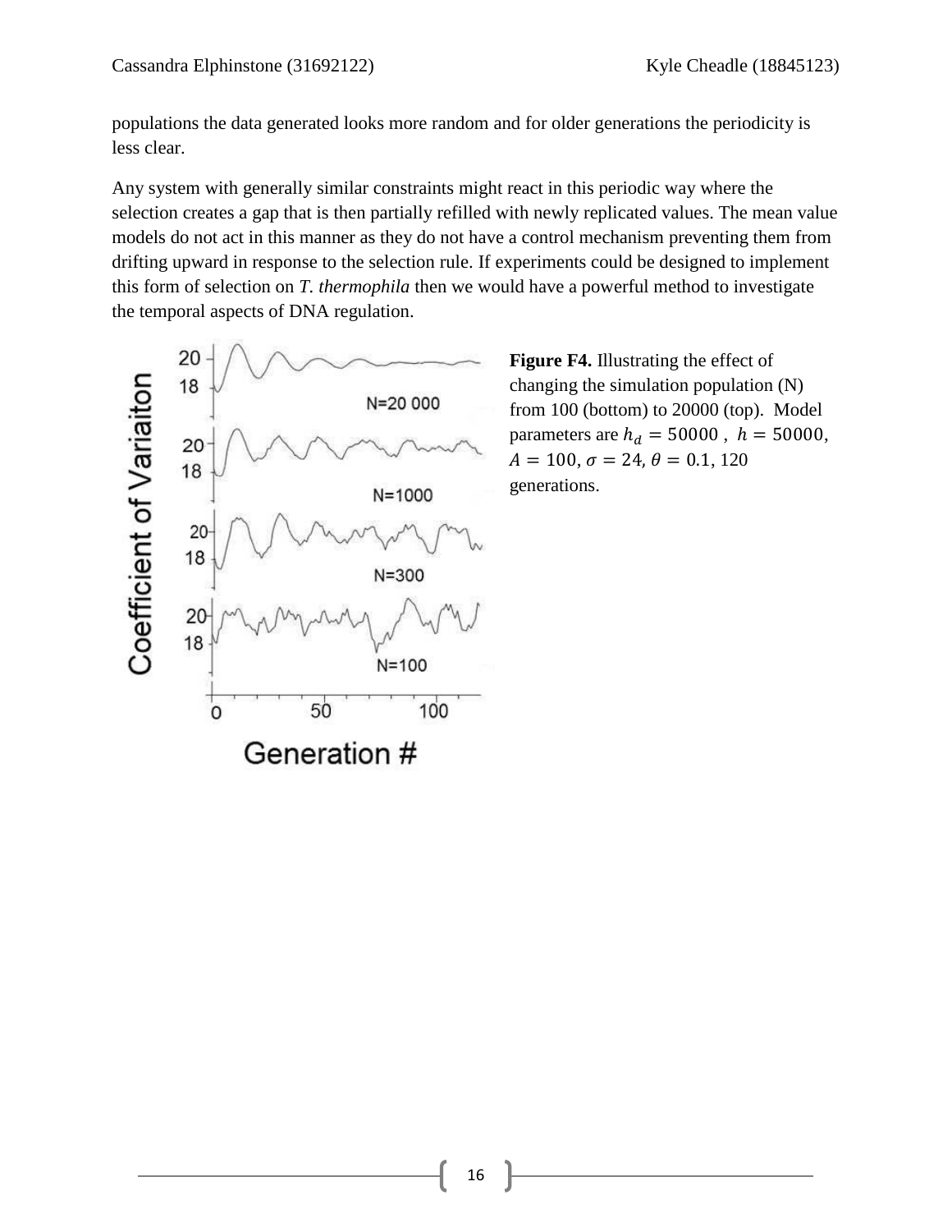populations the data generated looks more random and for older generations the periodicity is less clear.

Any system with generally similar constraints might react in this periodic way where the selection creates a gap that is then partially refilled with newly replicated values. The mean value models do not act in this manner as they do not have a control mechanism preventing them from drifting upward in response to the selection rule. If experiments could be designed to implement this form of selection on *T. thermophila* then we would have a powerful method to investigate the temporal aspects of DNA regulation.

Coefficient of Variaiton

20
18
N=20 000

20
18
N=1000

20
18
N=300

20
18
N=100

0
50
100

Generation #

**Figure F4.** Illustrating the effect of changing the simulation population (N) from 100 (bottom) to 20000 (top). Model parameters are $h_d = 50000$, $h = 50000$, $A = 100$, $\sigma = 24$, $\theta = 0.1$, 120 generations.